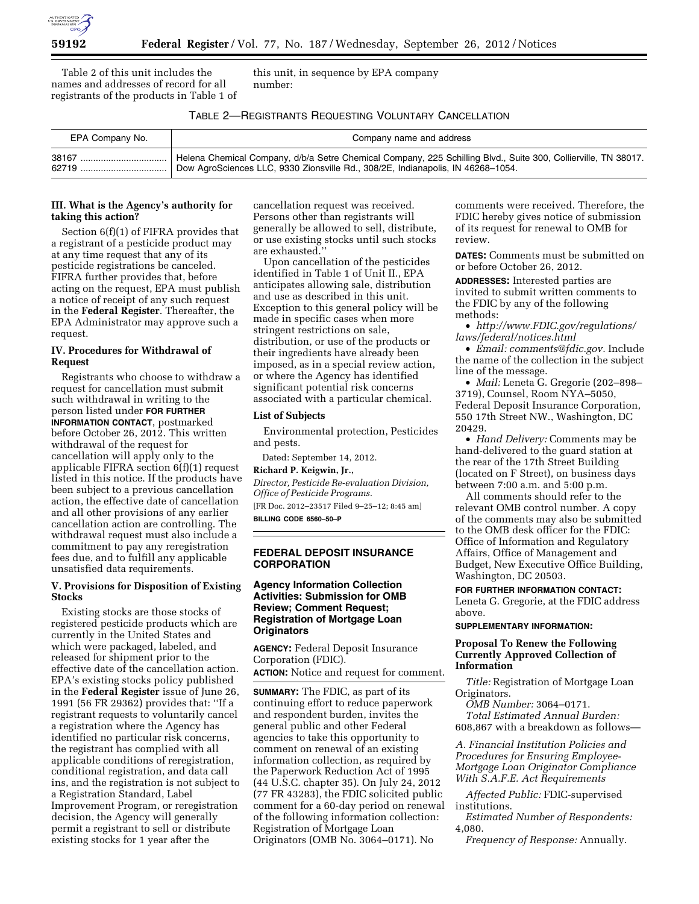Table 2 of this unit includes the names and addresses of record for all registrants of the products in Table 1 of this unit, in sequence by EPA company number:

TABLE 2—REGISTRANTS REQUESTING VOLUNTARY CANCELLATION

| EPA Company No. | Company name and address |
| --- | --- |
| 38167 | Helena Chemical Company, d/b/a Setre Chemical Company, 225 Schilling Blvd., Suite 300, Collierville, TN 38017. |
| 62719 | Dow AgroSciences LLC, 9330 Zionsville Rd., 308/2E, Indianapolis, IN 46268–1054. |

### III. What is the Agency's authority for taking this action?

Section 6(f)(1) of FIFRA provides that a registrant of a pesticide product may at any time request that any of its pesticide registrations be canceled. FIFRA further provides that, before acting on the request, EPA must publish a notice of receipt of any such request in the **Federal Register**. Thereafter, the EPA Administrator may approve such a request.

### IV. Procedures for Withdrawal of Request

Registrants who choose to withdraw a request for cancellation must submit such withdrawal in writing to the person listed under **FOR FURTHER INFORMATION CONTACT**, postmarked before October 26, 2012. This written withdrawal of the request for cancellation will apply only to the applicable FIFRA section 6(f)(1) request listed in this notice. If the products have been subject to a previous cancellation action, the effective date of cancellation and all other provisions of any earlier cancellation action are controlling. The withdrawal request must also include a commitment to pay any reregistration fees due, and to fulfill any applicable unsatisfied data requirements.

### V. Provisions for Disposition of Existing Stocks

Existing stocks are those stocks of registered pesticide products which are currently in the United States and which were packaged, labeled, and released for shipment prior to the effective date of the cancellation action. EPA's existing stocks policy published in the **Federal Register** issue of June 26, 1991 (56 FR 29362) provides that: ''If a registrant requests to voluntarily cancel a registration where the Agency has identified no particular risk concerns, the registrant has complied with all applicable conditions of reregistration, conditional registration, and data call ins, and the registration is not subject to a Registration Standard, Label Improvement Program, or reregistration decision, the Agency will generally permit a registrant to sell or distribute existing stocks for 1 year after the cancellation request was received. Persons other than registrants will generally be allowed to sell, distribute, or use existing stocks until such stocks are exhausted.''

Upon cancellation of the pesticides identified in Table 1 of Unit II., EPA anticipates allowing sale, distribution and use as described in this unit. Exception to this general policy will be made in specific cases when more stringent restrictions on sale, distribution, or use of the products or their ingredients have already been imposed, as in a special review action, or where the Agency has identified significant potential risk concerns associated with a particular chemical.

### List of Subjects

Environmental protection, Pesticides and pests.

Dated: September 14, 2012.

**Richard P. Keigwin, Jr.,**

*Director, Pesticide Re-evaluation Division, Office of Pesticide Programs.*

[FR Doc. 2012–23517 Filed 9–25–12; 8:45 am]

**BILLING CODE 6560–50–P**

## FEDERAL DEPOSIT INSURANCE CORPORATION

### Agency Information Collection Activities: Submission for OMB Review; Comment Request; Registration of Mortgage Loan Originators

**AGENCY:** Federal Deposit Insurance Corporation (FDIC).

**ACTION:** Notice and request for comment.

**SUMMARY:** The FDIC, as part of its continuing effort to reduce paperwork and respondent burden, invites the general public and other Federal agencies to take this opportunity to comment on renewal of an existing information collection, as required by the Paperwork Reduction Act of 1995 (44 U.S.C. chapter 35). On July 24, 2012 (77 FR 43283), the FDIC solicited public comment for a 60-day period on renewal of the following information collection: Registration of Mortgage Loan Originators (OMB No. 3064–0171). No comments were received. Therefore, the FDIC hereby gives notice of submission of its request for renewal to OMB for review.

**DATES:** Comments must be submitted on or before October 26, 2012.

**ADDRESSES:** Interested parties are invited to submit written comments to the FDIC by any of the following methods:

- *http://www.FDIC.gov/regulations/laws/federal/notices.html*
- *Email: comments@fdic.gov.* Include the name of the collection in the subject line of the message.
- *Mail:* Leneta G. Gregorie (202–898–3719), Counsel, Room NYA–5050, Federal Deposit Insurance Corporation, 550 17th Street NW., Washington, DC 20429.
- *Hand Delivery:* Comments may be hand-delivered to the guard station at the rear of the 17th Street Building (located on F Street), on business days between 7:00 a.m. and 5:00 p.m.

All comments should refer to the relevant OMB control number. A copy of the comments may also be submitted to the OMB desk officer for the FDIC: Office of Information and Regulatory Affairs, Office of Management and Budget, New Executive Office Building, Washington, DC 20503.

**FOR FURTHER INFORMATION CONTACT:** Leneta G. Gregorie, at the FDIC address above.

**SUPPLEMENTARY INFORMATION:**

### Proposal To Renew the Following Currently Approved Collection of Information

*Title:* Registration of Mortgage Loan Originators.

*OMB Number:* 3064–0171.

*Total Estimated Annual Burden:* 608,867 with a breakdown as follows—

*A. Financial Institution Policies and Procedures for Ensuring Employee-Mortgage Loan Originator Compliance With S.A.F.E. Act Requirements*

*Affected Public:* FDIC-supervised institutions.

*Estimated Number of Respondents:* 4,080.

*Frequency of Response:* Annually.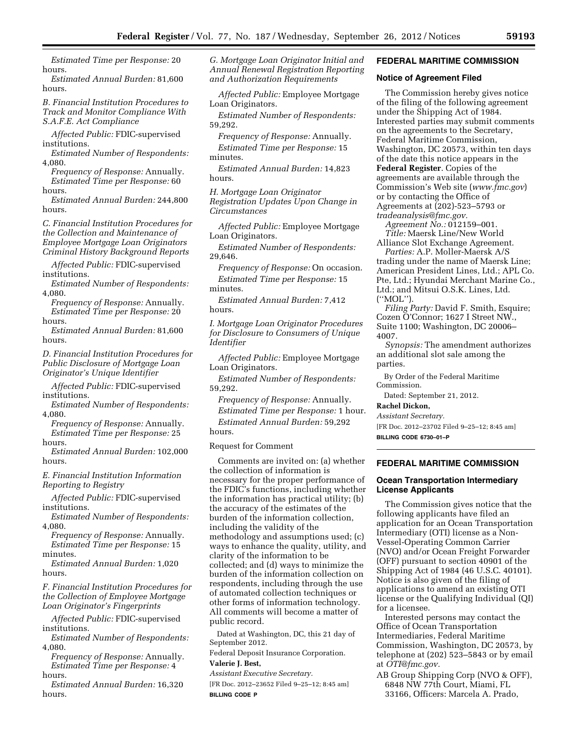*Estimated Time per Response:* 20 hours.

*Estimated Annual Burden:* 81,600 hours.

*B. Financial Institution Procedures to Track and Monitor Compliance With S.A.F.E. Act Compliance*

*Affected Public:* FDIC-supervised institutions.

*Estimated Number of Respondents:* 4,080.

*Frequency of Response:* Annually.

*Estimated Time per Response:* 60 hours.

*Estimated Annual Burden:* 244,800 hours.

*C. Financial Institution Procedures for the Collection and Maintenance of Employee Mortgage Loan Originators Criminal History Background Reports*

*Affected Public:* FDIC-supervised institutions.

*Estimated Number of Respondents:* 4,080.

*Frequency of Response:* Annually.

*Estimated Time per Response:* 20 hours.

*Estimated Annual Burden:* 81,600 hours.

*D. Financial Institution Procedures for Public Disclosure of Mortgage Loan Originator's Unique Identifier*

*Affected Public:* FDIC-supervised institutions.

*Estimated Number of Respondents:* 4,080.

*Frequency of Response:* Annually.

*Estimated Time per Response:* 25 hours.

*Estimated Annual Burden:* 102,000 hours.

*E. Financial Institution Information Reporting to Registry*

*Affected Public:* FDIC-supervised institutions.

*Estimated Number of Respondents:* 4,080.

*Frequency of Response:* Annually.

*Estimated Time per Response:* 15 minutes.

*Estimated Annual Burden:* 1,020 hours.

*F. Financial Institution Procedures for the Collection of Employee Mortgage Loan Originator's Fingerprints*

*Affected Public:* FDIC-supervised institutions.

*Estimated Number of Respondents:* 4,080.

*Frequency of Response:* Annually.

*Estimated Time per Response:* 4 hours.

*Estimated Annual Burden:* 16,320 hours.

*G. Mortgage Loan Originator Initial and Annual Renewal Registration Reporting and Authorization Requirements*

*Affected Public:* Employee Mortgage Loan Originators.

*Estimated Number of Respondents:* 59,292.

*Frequency of Response:* Annually.

*Estimated Time per Response:* 15 minutes.

*Estimated Annual Burden:* 14,823 hours.

*H. Mortgage Loan Originator Registration Updates Upon Change in Circumstances*

*Affected Public:* Employee Mortgage Loan Originators.

*Estimated Number of Respondents:* 29,646.

*Frequency of Response:* On occasion.

*Estimated Time per Response:* 15 minutes.

*Estimated Annual Burden:* 7,412 hours.

*I. Mortgage Loan Originator Procedures for Disclosure to Consumers of Unique Identifier*

*Affected Public:* Employee Mortgage Loan Originators.

*Estimated Number of Respondents:* 59,292.

*Frequency of Response:* Annually.

*Estimated Time per Response:* 1 hour.

*Estimated Annual Burden:* 59,292 hours.

Request for Comment

Comments are invited on: (a) whether the collection of information is necessary for the proper performance of the FDIC's functions, including whether the information has practical utility; (b) the accuracy of the estimates of the burden of the information collection, including the validity of the methodology and assumptions used; (c) ways to enhance the quality, utility, and clarity of the information to be collected; and (d) ways to minimize the burden of the information collection on respondents, including through the use of automated collection techniques or other forms of information technology. All comments will become a matter of public record.

Dated at Washington, DC, this 21 day of September 2012.

Federal Deposit Insurance Corporation.

**Valerie J. Best,**

*Assistant Executive Secretary.*

[FR Doc. 2012–23652 Filed 9–25–12; 8:45 am]

**BILLING CODE P**

## FEDERAL MARITIME COMMISSION

### Notice of Agreement Filed

The Commission hereby gives notice of the filing of the following agreement under the Shipping Act of 1984. Interested parties may submit comments on the agreements to the Secretary, Federal Maritime Commission, Washington, DC 20573, within ten days of the date this notice appears in the **Federal Register**. Copies of the agreements are available through the Commission's Web site (*www.fmc.gov*) or by contacting the Office of Agreements at (202)-523–5793 or *tradeanalysis@fmc.gov.*

*Agreement No.:* 012159–001.

*Title:* Maersk Line/New World Alliance Slot Exchange Agreement.

*Parties:* A.P. Moller-Maersk A/S trading under the name of Maersk Line; American President Lines, Ltd.; APL Co. Pte, Ltd.; Hyundai Merchant Marine Co., Ltd.; and Mitsui O.S.K. Lines, Ltd. (''MOL'').

*Filing Party:* David F. Smith, Esquire; Cozen O'Connor; 1627 I Street NW., Suite 1100; Washington, DC 20006–4007.

*Synopsis:* The amendment authorizes an additional slot sale among the parties.

By Order of the Federal Maritime Commission.

Dated: September 21, 2012.

**Rachel Dickon,**

*Assistant Secretary.*

[FR Doc. 2012–23702 Filed 9–25–12; 8:45 am]

**BILLING CODE 6730–01–P**

## FEDERAL MARITIME COMMISSION

### Ocean Transportation Intermediary License Applicants

The Commission gives notice that the following applicants have filed an application for an Ocean Transportation Intermediary (OTI) license as a Non-Vessel-Operating Common Carrier (NVO) and/or Ocean Freight Forwarder (OFF) pursuant to section 40901 of the Shipping Act of 1984 (46 U.S.C. 40101). Notice is also given of the filing of applications to amend an existing OTI license or the Qualifying Individual (QI) for a licensee.

Interested persons may contact the Office of Ocean Transportation Intermediaries, Federal Maritime Commission, Washington, DC 20573, by telephone at (202) 523–5843 or by email at *OTI@fmc.gov.*

AB Group Shipping Corp (NVO & OFF), 6848 NW 77th Court, Miami, FL 33166, Officers: Marcela A. Prado,